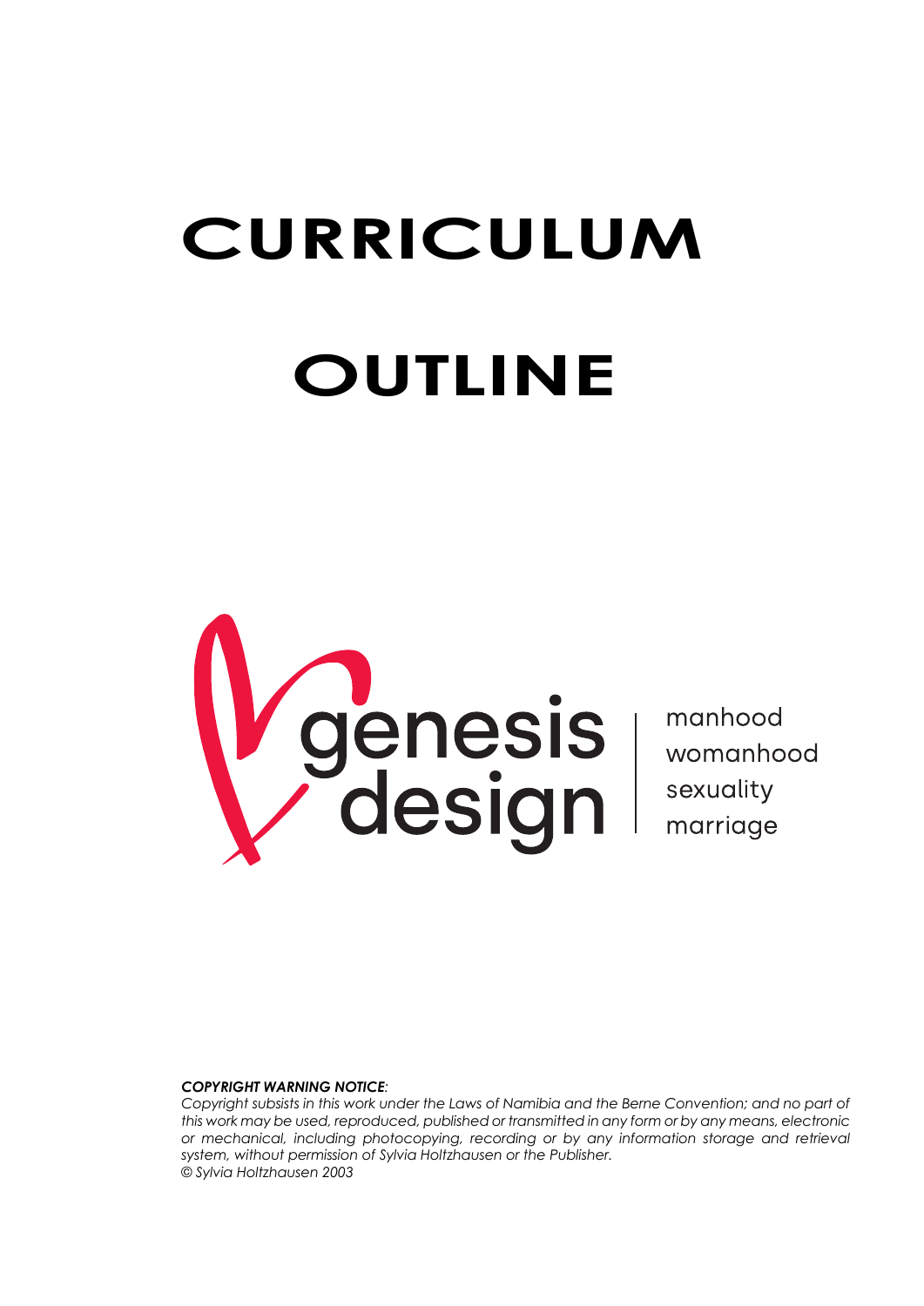# CURRICULUM

# OUTLINE

genesis design | manhood womanhood sexuality marriage

***COPYRIGHT WARNING NOTICE:***

*Copyright subsists in this work under the Laws of Namibia and the Berne Convention; and no part of this work may be used, reproduced, published or transmitted in any form or by any means, electronic or mechanical, including photocopying, recording or by any information storage and retrieval system, without permission of Sylvia Holtzhausen or the Publisher.*

*© Sylvia Holtzhausen 2003*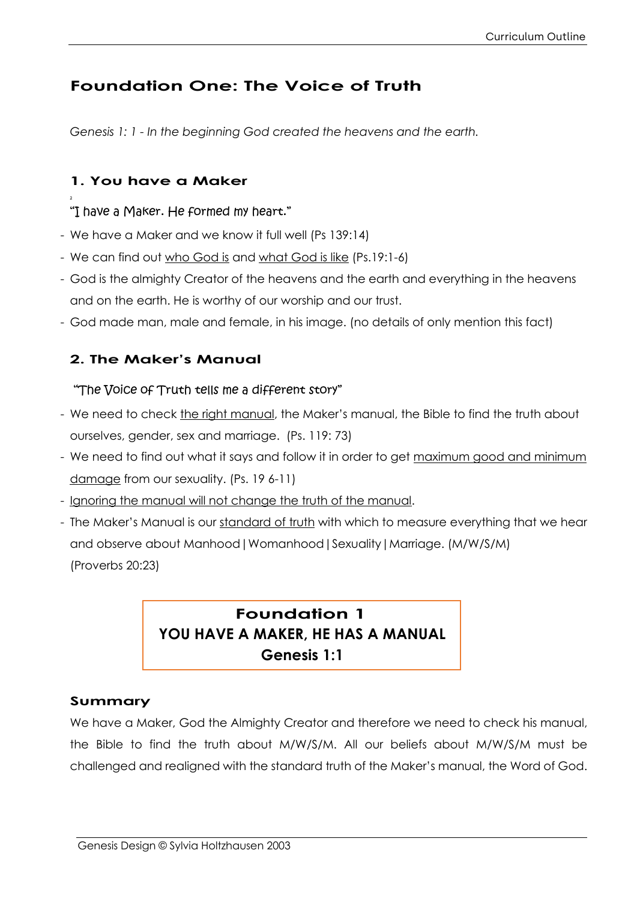# Foundation One: The Voice of Truth

*Genesis 1: 1 - In the beginning God created the heavens and the earth.*

## 1. You have a Maker

"I have a Maker. He formed my heart."

- We have a Maker and we know it full well (Ps 139:14)
- We can find out who God is and what God is like (Ps.19:1-6)
- God is the almighty Creator of the heavens and the earth and everything in the heavens and on the earth. He is worthy of our worship and our trust.
- God made man, male and female, in his image. (no details of only mention this fact)

## 2. The Maker's Manual

"The Voice of Truth tells me a different story"

- We need to check the right manual, the Maker's manual, the Bible to find the truth about ourselves, gender, sex and marriage. (Ps. 119: 73)
- We need to find out what it says and follow it in order to get maximum good and minimum damage from our sexuality. (Ps. 19 6-11)
- Ignoring the manual will not change the truth of the manual.
- The Maker's Manual is our standard of truth with which to measure everything that we hear and observe about Manhood | Womanhood | Sexuality | Marriage. (M/W/S/M) (Proverbs 20:23)

**Foundation 1**
**YOU HAVE A MAKER, HE HAS A MANUAL**
**Genesis 1:1**

## Summary

We have a Maker, God the Almighty Creator and therefore we need to check his manual, the Bible to find the truth about M/W/S/M. All our beliefs about M/W/S/M must be challenged and realigned with the standard truth of the Maker's manual, the Word of God.

Genesis Design © Sylvia Holtzhausen 2003